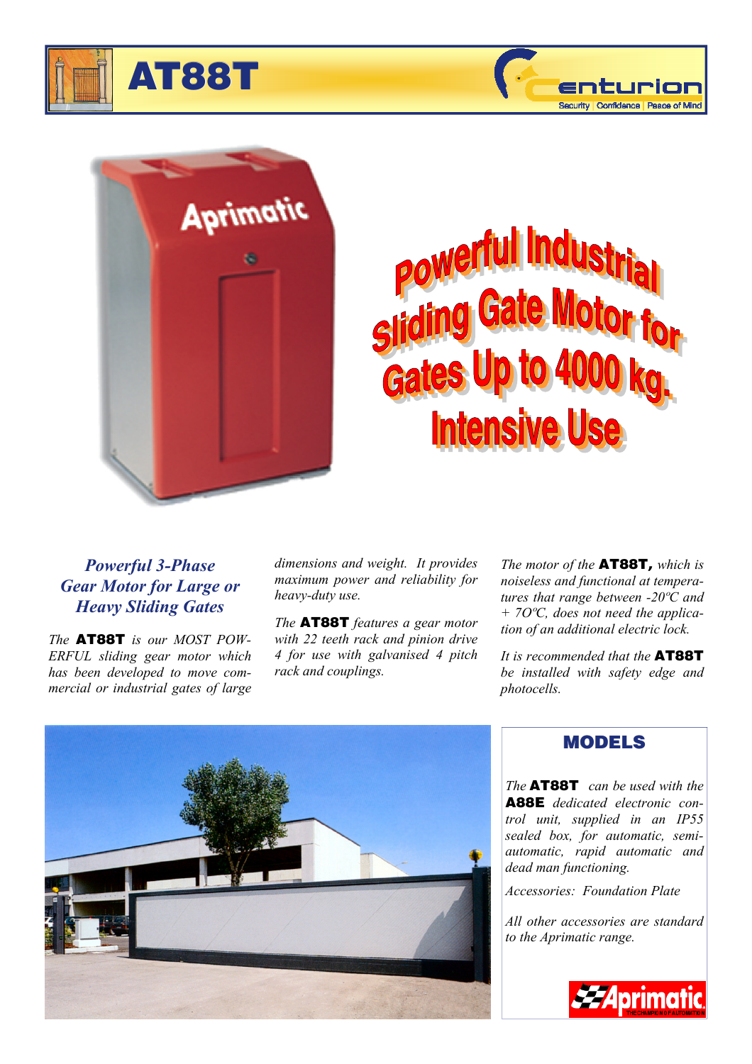# AT88T

## Powerful Industrial Sliding Gate Motor for Gates Up to 4000 kg. Intensive Use

### *Powerful 3-Phase Gear Motor for Large or Heavy Sliding Gates*

*The* **AT88T** *is our MOST POWERFUL sliding gear motor which has been developed to move commercial or industrial gates of large dimensions and weight. It provides maximum power and reliability for heavy-duty use.*

*The* **AT88T** *features a gear motor with 22 teeth rack and pinion drive 4 for use with galvanised 4 pitch rack and couplings.*

*The motor of the* **AT88T,** *which is noiseless and functional at temperatures that range between -20ºC and + 7OºC, does not need the application of an additional electric lock.*

*It is recommended that the* **AT88T** *be installed with safety edge and photocells.*

## MODELS

*The* **AT88T** *can be used with the* **A88E** *dedicated electronic control unit, supplied in an IP55 sealed box, for automatic, semi-automatic, rapid automatic and dead man functioning.*

*Accessories: Foundation Plate*

*All other accessories are standard to the Aprimatic range.*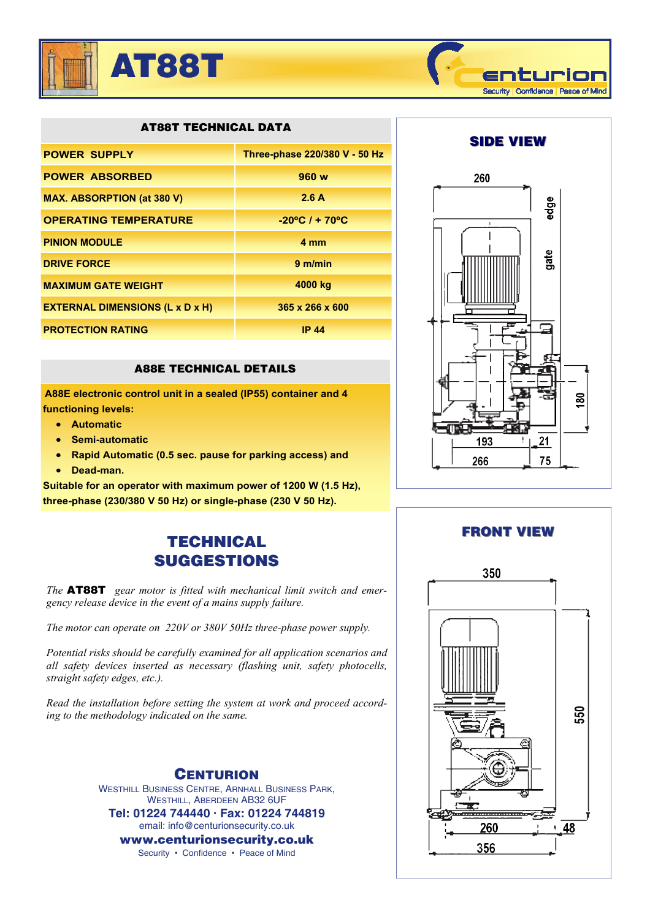# AT88T

centurion
Security | Confidence | Peace of Mind

| AT88T TECHNICAL DATA | |
|---|---|
| POWER SUPPLY | Three-phase 220/380 V - 50 Hz |
| POWER ABSORBED | 960 w |
| MAX. ABSORPTION (at 380 V) | 2.6 A |
| OPERATING TEMPERATURE | -20ºC / + 70ºC |
| PINION MODULE | 4 mm |
| DRIVE FORCE | 9 m/min |
| MAXIMUM GATE WEIGHT | 4000 kg |
| EXTERNAL DIMENSIONS (L x D x H) | 365 x 266 x 600 |
| PROTECTION RATING | IP 44 |

## A88E TECHNICAL DETAILS

**A88E electronic control unit in a sealed (IP55) container and 4 functioning levels:**

- **Automatic**
- **Semi-automatic**
- **Rapid Automatic (0.5 sec. pause for parking access) and**
- **Dead-man.**

**Suitable for an operator with maximum power of 1200 W (1.5 Hz), three-phase (230/380 V 50 Hz) or single-phase (230 V 50 Hz).**

## TECHNICAL SUGGESTIONS

*The* **AT88T** *gear motor is fitted with mechanical limit switch and emergency release device in the event of a mains supply failure.*

*The motor can operate on 220V or 380V 50Hz three-phase power supply.*

*Potential risks should be carefully examined for all application scenarios and all safety devices inserted as necessary (flashing unit, safety photocells, straight safety edges, etc.).*

*Read the installation before setting the system at work and proceed according to the methodology indicated on the same.*

## SIDE VIEW

260
edge
gate
180
193
21
266
75

## FRONT VIEW

350
550
260
48
356

**CENTURION**
WESTHILL BUSINESS CENTRE, ARNHALL BUSINESS PARK,
WESTHILL, ABERDEEN AB32 6UF
**Tel: 01224 744440 · Fax: 01224 744819**
email: info@centurionsecurity.co.uk
**www.centurionsecurity.co.uk**
Security • Confidence • Peace of Mind